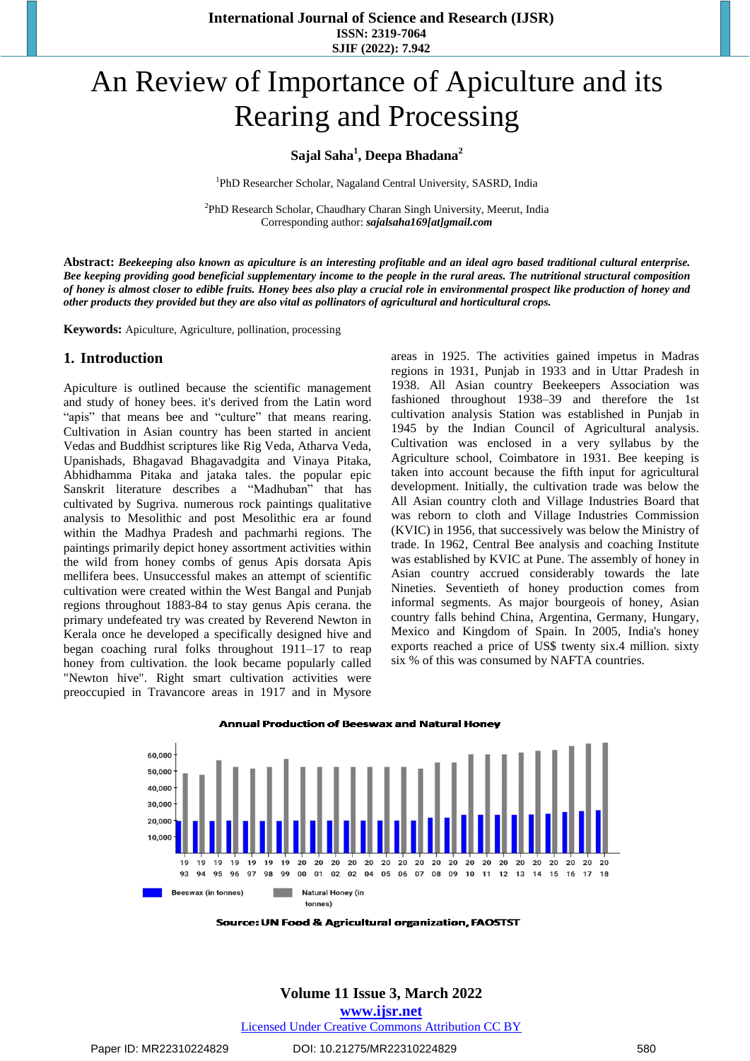# An Review of Importance of Apiculture and its Rearing and Processing

**Sajal Saha[1], Deepa Bhadana[2]**

[1]PhD Researcher Scholar, Nagaland Central University, SASRD, India

[2]PhD Research Scholar, Chaudhary Charan Singh University, Meerut, India
Corresponding author: ***sajalsaha169[at]gmail.com***

**Abstract:** ***Beekeeping also known as apiculture is an interesting profitable and an ideal agro based traditional cultural enterprise. Bee keeping providing good beneficial supplementary income to the people in the rural areas. The nutritional structural composition of honey is almost closer to edible fruits. Honey bees also play a crucial role in environmental prospect like production of honey and other products they provided but they are also vital as pollinators of agricultural and horticultural crops.***

**Keywords:** Apiculture, Agriculture, pollination, processing

## 1. Introduction

Apiculture is outlined because the scientific management and study of honey bees. it's derived from the Latin word "apis" that means bee and "culture" that means rearing. Cultivation in Asian country has been started in ancient Vedas and Buddhist scriptures like Rig Veda, Atharva Veda, Upanishads, Bhagavad Bhagavadgita and Vinaya Pitaka, Abhidhamma Pitaka and jataka tales. the popular epic Sanskrit literature describes a "Madhuban" that has cultivated by Sugriva. numerous rock paintings qualitative analysis to Mesolithic and post Mesolithic era ar found within the Madhya Pradesh and pachmarhi regions. The paintings primarily depict honey assortment activities within the wild from honey combs of genus Apis dorsata Apis mellifera bees. Unsuccessful makes an attempt of scientific cultivation were created within the West Bangal and Punjab regions throughout 1883-84 to stay genus Apis cerana. the primary undefeated try was created by Reverend Newton in Kerala once he developed a specifically designed hive and began coaching rural folks throughout 1911–17 to reap honey from cultivation. the look became popularly called "Newton hive". Right smart cultivation activities were preoccupied in Travancore areas in 1917 and in Mysore areas in 1925. The activities gained impetus in Madras regions in 1931, Punjab in 1933 and in Uttar Pradesh in 1938. All Asian country Beekeepers Association was fashioned throughout 1938–39 and therefore the 1st cultivation analysis Station was established in Punjab in 1945 by the Indian Council of Agricultural analysis. Cultivation was enclosed in a very syllabus by the Agriculture school, Coimbatore in 1931. Bee keeping is taken into account because the fifth input for agricultural development. Initially, the cultivation trade was below the All Asian country cloth and Village Industries Board that was reborn to cloth and Village Industries Commission (KVIC) in 1956, that successively was below the Ministry of trade. In 1962, Central Bee analysis and coaching Institute was established by KVIC at Pune. The assembly of honey in Asian country accrued considerably towards the late Nineties. Seventieth of honey production comes from informal segments. As major bourgeois of honey, Asian country falls behind China, Argentina, Germany, Hungary, Mexico and Kingdom of Spain. In 2005, India's honey exports reached a price of US$ twenty six.4 million. sixty six % of this was consumed by NAFTA countries.

**Annual Production of Beeswax and Natural Honey**

Source: UN Food & Agricultural organization, FAOSTST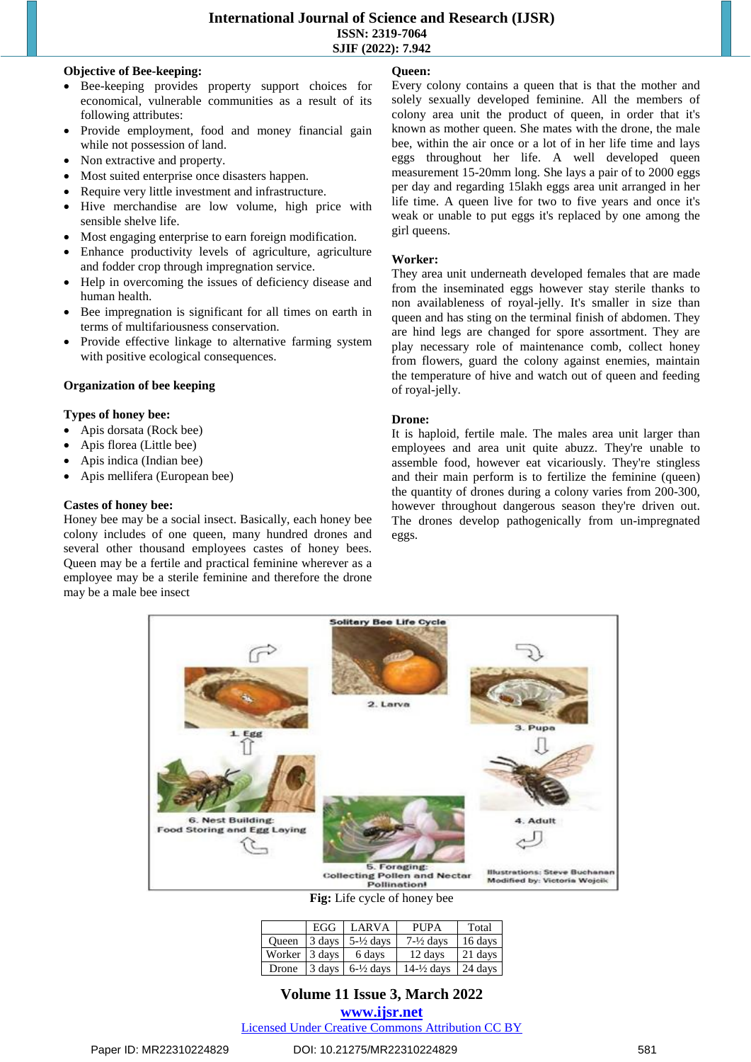**Objective of Bee-keeping:**

- Bee-keeping provides property support choices for economical, vulnerable communities as a result of its following attributes:
- Provide employment, food and money financial gain while not possession of land.
- Non extractive and property.
- Most suited enterprise once disasters happen.
- Require very little investment and infrastructure.
- Hive merchandise are low volume, high price with sensible shelve life.
- Most engaging enterprise to earn foreign modification.
- Enhance productivity levels of agriculture, agriculture and fodder crop through impregnation service.
- Help in overcoming the issues of deficiency disease and human health.
- Bee impregnation is significant for all times on earth in terms of multifariousness conservation.
- Provide effective linkage to alternative farming system with positive ecological consequences.

**Organization of bee keeping**

**Types of honey bee:**

- Apis dorsata (Rock bee)
- Apis florea (Little bee)
- Apis indica (Indian bee)
- Apis mellifera (European bee)

**Castes of honey bee:**

Honey bee may be a social insect. Basically, each honey bee colony includes of one queen, many hundred drones and several other thousand employees castes of honey bees. Queen may be a fertile and practical feminine wherever as a employee may be a sterile feminine and therefore the drone may be a male bee insect

**Queen:**

Every colony contains a queen that is that the mother and solely sexually developed feminine. All the members of colony area unit the product of queen, in order that it's known as mother queen. She mates with the drone, the male bee, within the air once or a lot of in her life time and lays eggs throughout her life. A well developed queen measurement 15-20mm long. She lays a pair of to 2000 eggs per day and regarding 15lakh eggs area unit arranged in her life time. A queen live for two to five years and once it's weak or unable to put eggs it's replaced by one among the girl queens.

**Worker:**

They area unit underneath developed females that are made from the inseminated eggs however stay sterile thanks to non availableness of royal-jelly. It's smaller in size than queen and has sting on the terminal finish of abdomen. They are hind legs are changed for spore assortment. They are play necessary role of maintenance comb, collect honey from flowers, guard the colony against enemies, maintain the temperature of hive and watch out of queen and feeding of royal-jelly.

**Drone:**

It is haploid, fertile male. The males area unit larger than employees and area unit quite abuzz. They're unable to assemble food, however eat vicariously. They're stingless and their main perform is to fertilize the feminine (queen) the quantity of drones during a colony varies from 200-300, however throughout dangerous season they're driven out. The drones develop pathogenically from un-impregnated eggs.

**Fig:** Life cycle of honey bee

| | EGG | LARVA | PUPA | Total |
|---|---|---|---|---|
| Queen | 3 days | 5-½ days | 7-½ days | 16 days |
| Worker | 3 days | 6 days | 12 days | 21 days |
| Drone | 3 days | 6-½ days | 14-½ days | 24 days |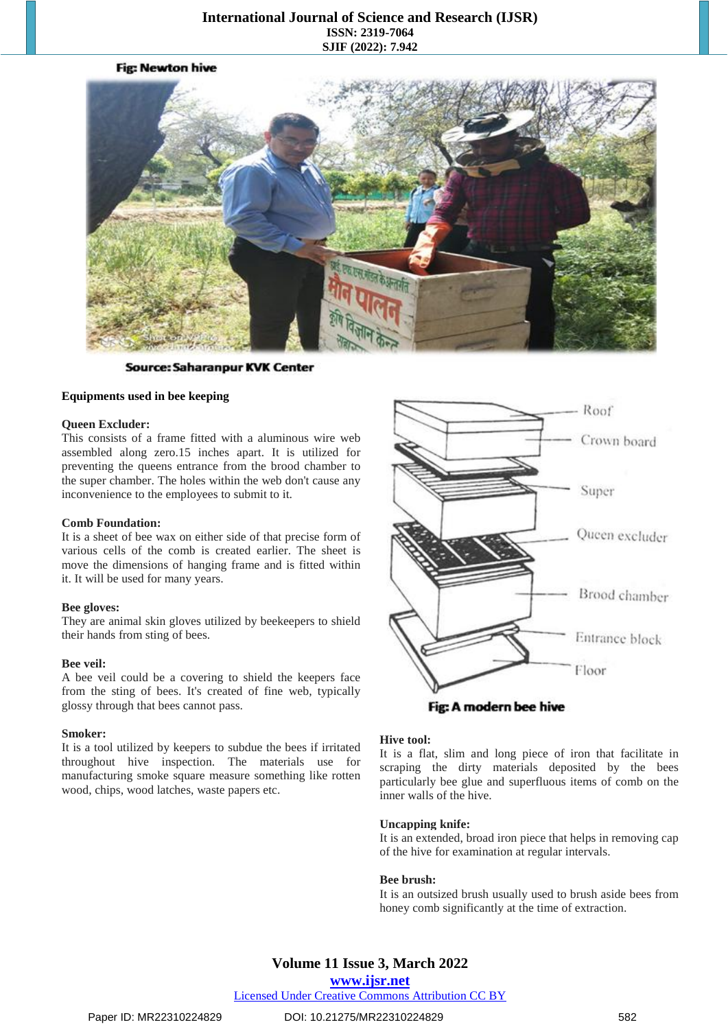Fig: Newton hive

Source: Saharanpur KVK Center

**Equipments used in bee keeping**

**Queen Excluder:**
This consists of a frame fitted with a aluminous wire web assembled along zero.15 inches apart. It is utilized for preventing the queens entrance from the brood chamber to the super chamber. The holes within the web don't cause any inconvenience to the employees to submit to it.

**Comb Foundation:**
It is a sheet of bee wax on either side of that precise form of various cells of the comb is created earlier. The sheet is move the dimensions of hanging frame and is fitted within it. It will be used for many years.

**Bee gloves:**
They are animal skin gloves utilized by beekeepers to shield their hands from sting of bees.

**Bee veil:**
A bee veil could be a covering to shield the keepers face from the sting of bees. It's created of fine web, typically glossy through that bees cannot pass.

**Smoker:**
It is a tool utilized by keepers to subdue the bees if irritated throughout hive inspection. The materials use for manufacturing smoke square measure something like rotten wood, chips, wood latches, waste papers etc.

Roof
Crown board
Super
Queen excluder
Brood chamber
Entrance block
Floor

Fig: A modern bee hive

**Hive tool:**
It is a flat, slim and long piece of iron that facilitate in scraping the dirty materials deposited by the bees particularly bee glue and superfluous items of comb on the inner walls of the hive.

**Uncapping knife:**
It is an extended, broad iron piece that helps in removing cap of the hive for examination at regular intervals.

**Bee brush:**
It is an outsized brush usually used to brush aside bees from honey comb significantly at the time of extraction.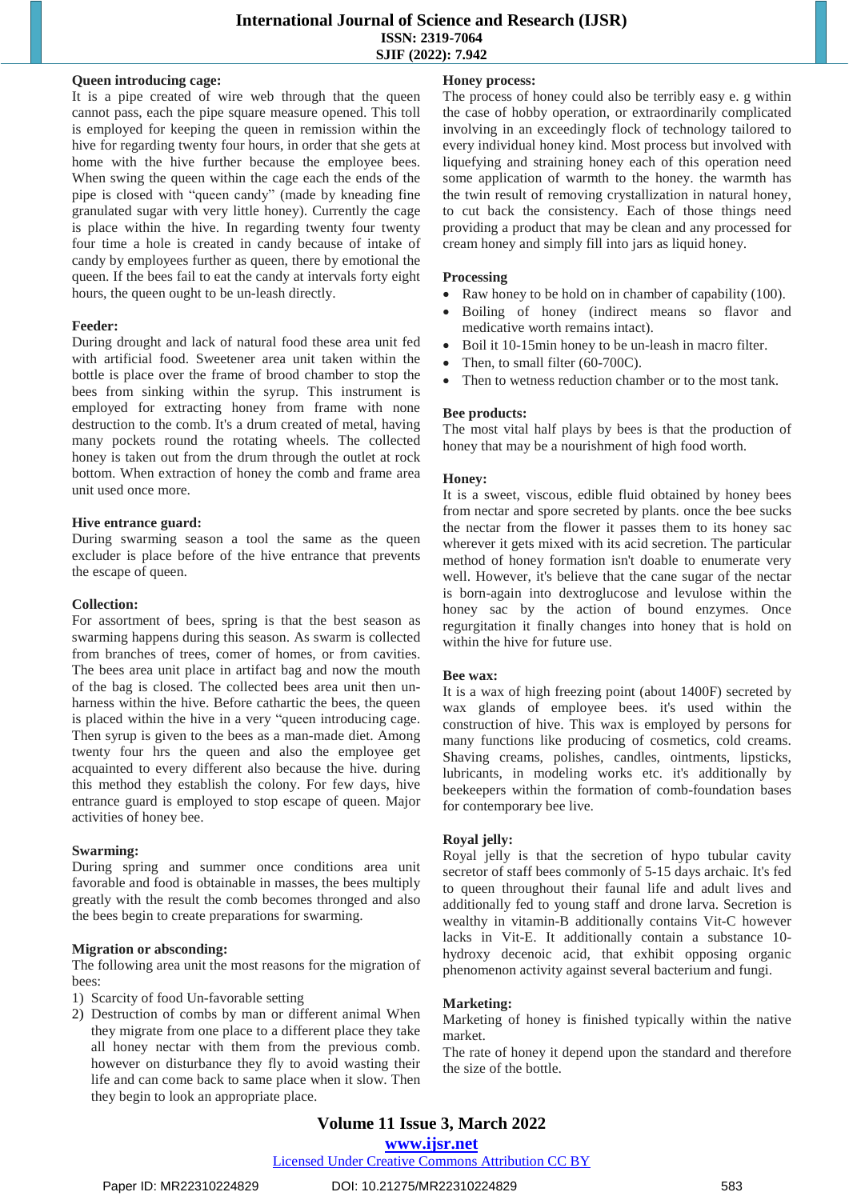**Queen introducing cage:**

It is a pipe created of wire web through that the queen cannot pass, each the pipe square measure opened. This toll is employed for keeping the queen in remission within the hive for regarding twenty four hours, in order that she gets at home with the hive further because the employee bees. When swing the queen within the cage each the ends of the pipe is closed with "queen candy" (made by kneading fine granulated sugar with very little honey). Currently the cage is place within the hive. In regarding twenty four twenty four time a hole is created in candy because of intake of candy by employees further as queen, there by emotional the queen. If the bees fail to eat the candy at intervals forty eight hours, the queen ought to be un-leash directly.

**Feeder:**

During drought and lack of natural food these area unit fed with artificial food. Sweetener area unit taken within the bottle is place over the frame of brood chamber to stop the bees from sinking within the syrup. This instrument is employed for extracting honey from frame with none destruction to the comb. It's a drum created of metal, having many pockets round the rotating wheels. The collected honey is taken out from the drum through the outlet at rock bottom. When extraction of honey the comb and frame area unit used once more.

**Hive entrance guard:**

During swarming season a tool the same as the queen excluder is place before of the hive entrance that prevents the escape of queen.

**Collection:**

For assortment of bees, spring is that the best season as swarming happens during this season. As swarm is collected from branches of trees, comer of homes, or from cavities. The bees area unit place in artifact bag and now the mouth of the bag is closed. The collected bees area unit then un-harness within the hive. Before cathartic the bees, the queen is placed within the hive in a very "queen introducing cage. Then syrup is given to the bees as a man-made diet. Among twenty four hrs the queen and also the employee get acquainted to every different also because the hive. during this method they establish the colony. For few days, hive entrance guard is employed to stop escape of queen. Major activities of honey bee.

**Swarming:**

During spring and summer once conditions area unit favorable and food is obtainable in masses, the bees multiply greatly with the result the comb becomes thronged and also the bees begin to create preparations for swarming.

**Migration or absconding:**

The following area unit the most reasons for the migration of bees:

1) Scarcity of food Un-favorable setting
2) Destruction of combs by man or different animal When they migrate from one place to a different place they take all honey nectar with them from the previous comb. however on disturbance they fly to avoid wasting their life and can come back to same place when it slow. Then they begin to look an appropriate place.

**Honey process:**

The process of honey could also be terribly easy e. g within the case of hobby operation, or extraordinarily complicated involving in an exceedingly flock of technology tailored to every individual honey kind. Most process but involved with liquefying and straining honey each of this operation need some application of warmth to the honey. the warmth has the twin result of removing crystallization in natural honey, to cut back the consistency. Each of those things need providing a product that may be clean and any processed for cream honey and simply fill into jars as liquid honey.

**Processing**

- Raw honey to be hold on in chamber of capability (100).
- Boiling of honey (indirect means so flavor and medicative worth remains intact).
- Boil it 10-15min honey to be un-leash in macro filter.
- Then, to small filter (60-700C).
- Then to wetness reduction chamber or to the most tank.

**Bee products:**

The most vital half plays by bees is that the production of honey that may be a nourishment of high food worth.

**Honey:**

It is a sweet, viscous, edible fluid obtained by honey bees from nectar and spore secreted by plants. once the bee sucks the nectar from the flower it passes them to its honey sac wherever it gets mixed with its acid secretion. The particular method of honey formation isn't doable to enumerate very well. However, it's believe that the cane sugar of the nectar is born-again into dextroglucose and levulose within the honey sac by the action of bound enzymes. Once regurgitation it finally changes into honey that is hold on within the hive for future use.

**Bee wax:**

It is a wax of high freezing point (about 1400F) secreted by wax glands of employee bees. it's used within the construction of hive. This wax is employed by persons for many functions like producing of cosmetics, cold creams. Shaving creams, polishes, candles, ointments, lipsticks, lubricants, in modeling works etc. it's additionally by beekeepers within the formation of comb-foundation bases for contemporary bee live.

**Royal jelly:**

Royal jelly is that the secretion of hypo tubular cavity secretor of staff bees commonly of 5-15 days archaic. It's fed to queen throughout their faunal life and adult lives and additionally fed to young staff and drone larva. Secretion is wealthy in vitamin-B additionally contains Vit-C however lacks in Vit-E. It additionally contain a substance 10-hydroxy decenoic acid, that exhibit opposing organic phenomenon activity against several bacterium and fungi.

**Marketing:**

Marketing of honey is finished typically within the native market.

The rate of honey it depend upon the standard and therefore the size of the bottle.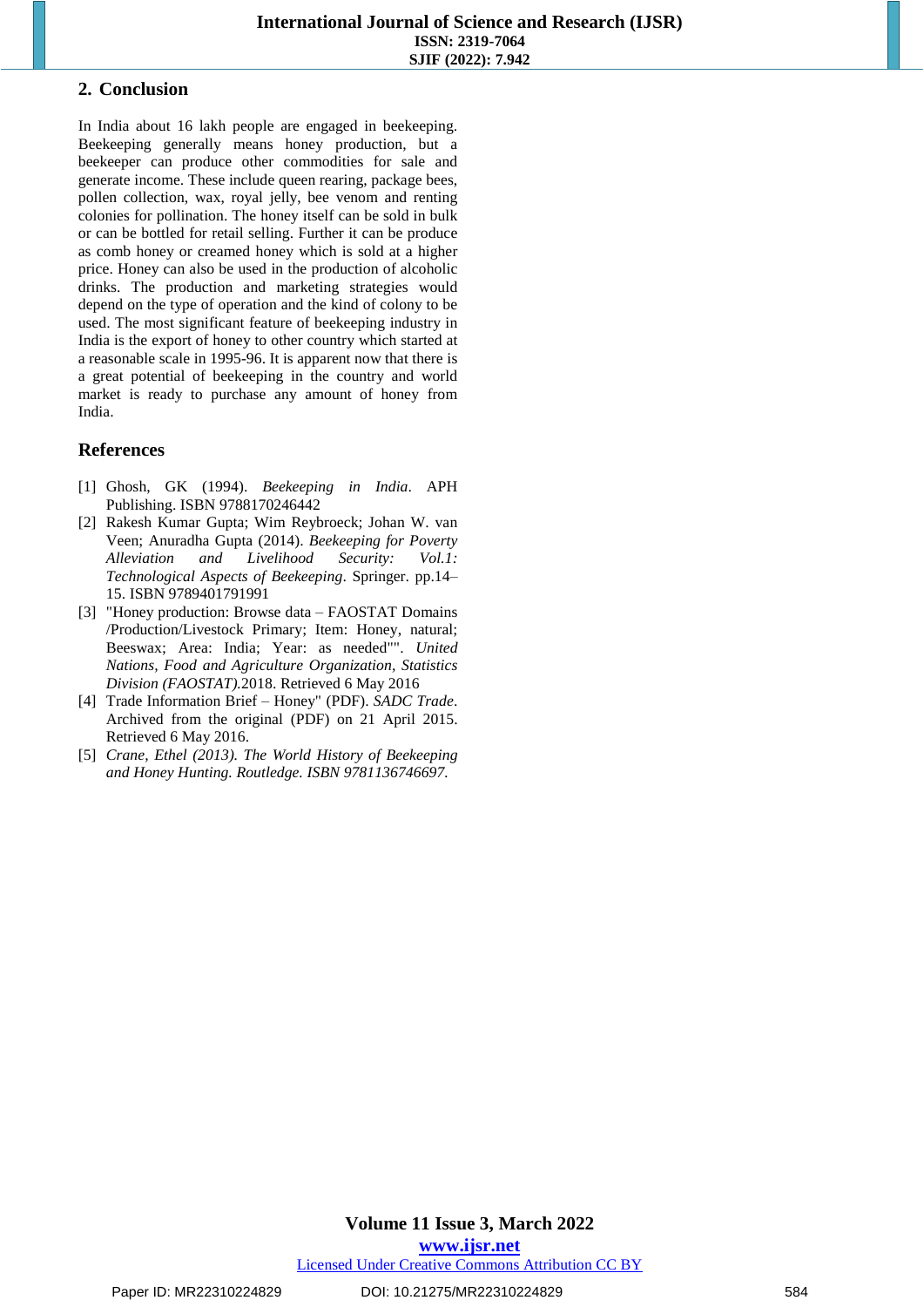## 2. Conclusion

In India about 16 lakh people are engaged in beekeeping. Beekeeping generally means honey production, but a beekeeper can produce other commodities for sale and generate income. These include queen rearing, package bees, pollen collection, wax, royal jelly, bee venom and renting colonies for pollination. The honey itself can be sold in bulk or can be bottled for retail selling. Further it can be produce as comb honey or creamed honey which is sold at a higher price. Honey can also be used in the production of alcoholic drinks. The production and marketing strategies would depend on the type of operation and the kind of colony to be used. The most significant feature of beekeeping industry in India is the export of honey to other country which started at a reasonable scale in 1995-96. It is apparent now that there is a great potential of beekeeping in the country and world market is ready to purchase any amount of honey from India.

## References

[1] Ghosh, GK (1994). *Beekeeping in India*. APH Publishing. ISBN 9788170246442

[2] Rakesh Kumar Gupta; Wim Reybroeck; Johan W. van Veen; Anuradha Gupta (2014). *Beekeeping for Poverty Alleviation and Livelihood Security: Vol.1: Technological Aspects of Beekeeping*. Springer. pp.14–15. ISBN 9789401791991

[3] "Honey production: Browse data – FAOSTAT Domains /Production/Livestock Primary; Item: Honey, natural; Beeswax; Area: India; Year: as needed"". *United Nations, Food and Agriculture Organization, Statistics Division (FAOSTAT).*2018. Retrieved 6 May 2016

[4] Trade Information Brief – Honey" (PDF). *SADC Trade*. Archived from the original (PDF) on 21 April 2015. Retrieved 6 May 2016.

[5] *Crane, Ethel (2013). The World History of Beekeeping and Honey Hunting. Routledge. ISBN 9781136746697.*